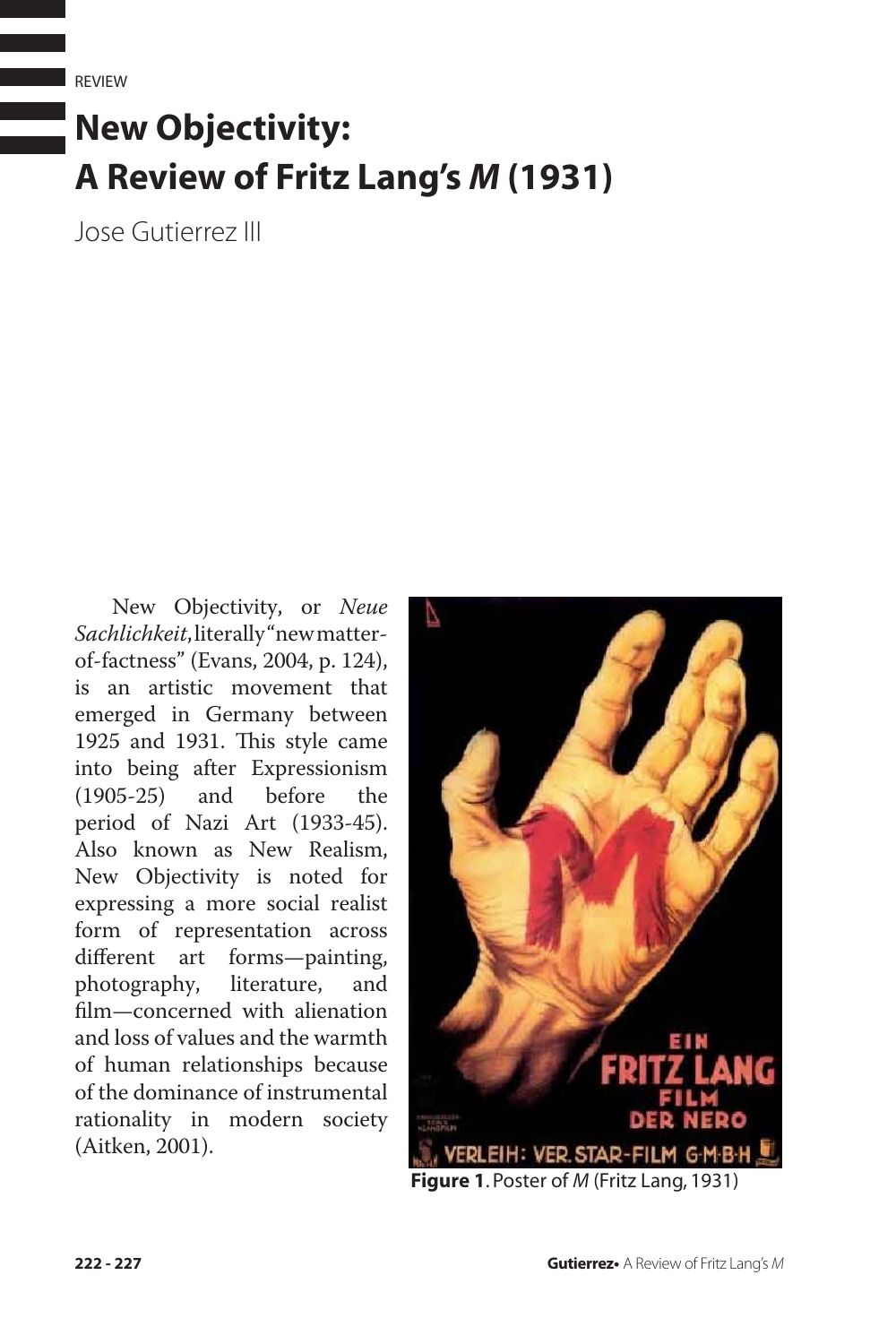REVIEW

# New Objectivity: A Review of Fritz Lang's *M* (1931)

Jose Gutierrez III

New Objectivity, or *Neue Sachlichkeit*, literally "new matter-of-factness" (Evans, 2004, p. 124), is an artistic movement that emerged in Germany between 1925 and 1931. This style came into being after Expressionism (1905-25) and before the period of Nazi Art (1933-45). Also known as New Realism, New Objectivity is noted for expressing a more social realist form of representation across different art forms—painting, photography, literature, and film—concerned with alienation and loss of values and the warmth of human relationships because of the dominance of instrumental rationality in modern society (Aitken, 2001).

**Figure 1**. Poster of *M* (Fritz Lang, 1931)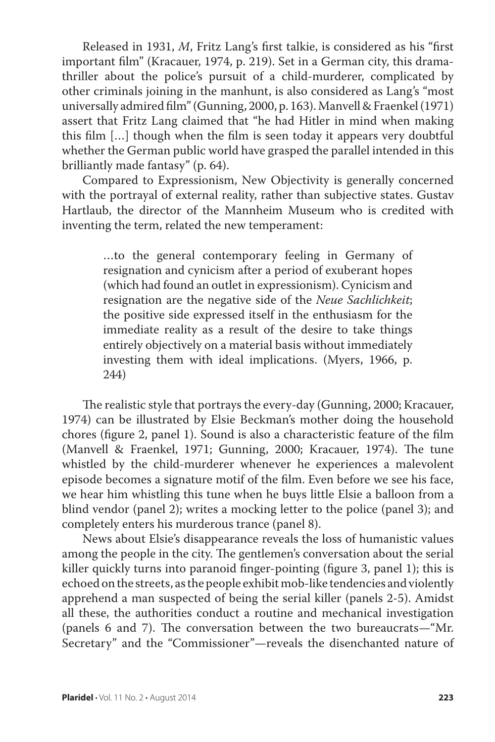Released in 1931, *M*, Fritz Lang's first talkie, is considered as his "first important film" (Kracauer, 1974, p. 219). Set in a German city, this drama-thriller about the police's pursuit of a child-murderer, complicated by other criminals joining in the manhunt, is also considered as Lang's "most universally admired film" (Gunning, 2000, p. 163). Manvell & Fraenkel (1971) assert that Fritz Lang claimed that "he had Hitler in mind when making this film [...] though when the film is seen today it appears very doubtful whether the German public world have grasped the parallel intended in this brilliantly made fantasy" (p. 64).

Compared to Expressionism, New Objectivity is generally concerned with the portrayal of external reality, rather than subjective states. Gustav Hartlaub, the director of the Mannheim Museum who is credited with inventing the term, related the new temperament:

> ...to the general contemporary feeling in Germany of resignation and cynicism after a period of exuberant hopes (which had found an outlet in expressionism). Cynicism and resignation are the negative side of the *Neue Sachlichkeit*; the positive side expressed itself in the enthusiasm for the immediate reality as a result of the desire to take things entirely objectively on a material basis without immediately investing them with ideal implications. (Myers, 1966, p. 244)

The realistic style that portrays the every-day (Gunning, 2000; Kracauer, 1974) can be illustrated by Elsie Beckman's mother doing the household chores (figure 2, panel 1). Sound is also a characteristic feature of the film (Manvell & Fraenkel, 1971; Gunning, 2000; Kracauer, 1974). The tune whistled by the child-murderer whenever he experiences a malevolent episode becomes a signature motif of the film. Even before we see his face, we hear him whistling this tune when he buys little Elsie a balloon from a blind vendor (panel 2); writes a mocking letter to the police (panel 3); and completely enters his murderous trance (panel 8).

News about Elsie's disappearance reveals the loss of humanistic values among the people in the city. The gentlemen's conversation about the serial killer quickly turns into paranoid finger-pointing (figure 3, panel 1); this is echoed on the streets, as the people exhibit mob-like tendencies and violently apprehend a man suspected of being the serial killer (panels 2-5). Amidst all these, the authorities conduct a routine and mechanical investigation (panels 6 and 7). The conversation between the two bureaucrats—"Mr. Secretary" and the "Commissioner"—reveals the disenchanted nature of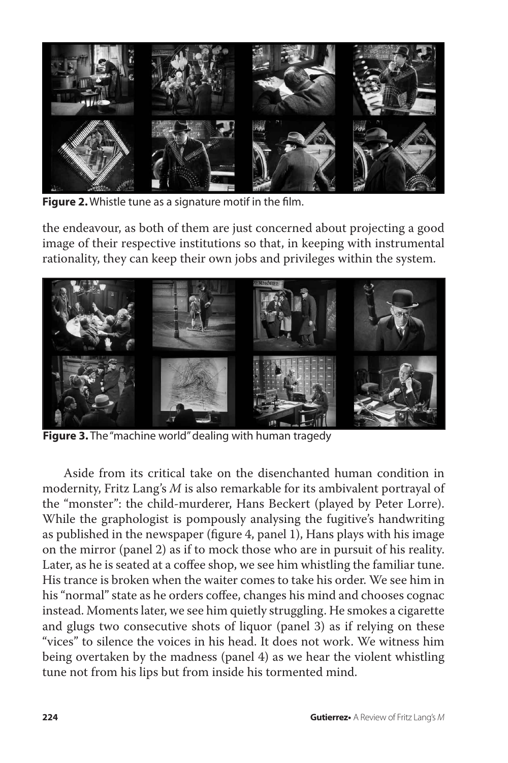**Figure 2.** Whistle tune as a signature motif in the film.

the endeavour, as both of them are just concerned about projecting a good image of their respective institutions so that, in keeping with instrumental rationality, they can keep their own jobs and privileges within the system.

**Figure 3.** The "machine world" dealing with human tragedy

Aside from its critical take on the disenchanted human condition in modernity, Fritz Lang's *M* is also remarkable for its ambivalent portrayal of the "monster": the child-murderer, Hans Beckert (played by Peter Lorre). While the graphologist is pompously analysing the fugitive's handwriting as published in the newspaper (figure 4, panel 1), Hans plays with his image on the mirror (panel 2) as if to mock those who are in pursuit of his reality. Later, as he is seated at a coffee shop, we see him whistling the familiar tune. His trance is broken when the waiter comes to take his order. We see him in his "normal" state as he orders coffee, changes his mind and chooses cognac instead. Moments later, we see him quietly struggling. He smokes a cigarette and glugs two consecutive shots of liquor (panel 3) as if relying on these "vices" to silence the voices in his head. It does not work. We witness him being overtaken by the madness (panel 4) as we hear the violent whistling tune not from his lips but from inside his tormented mind.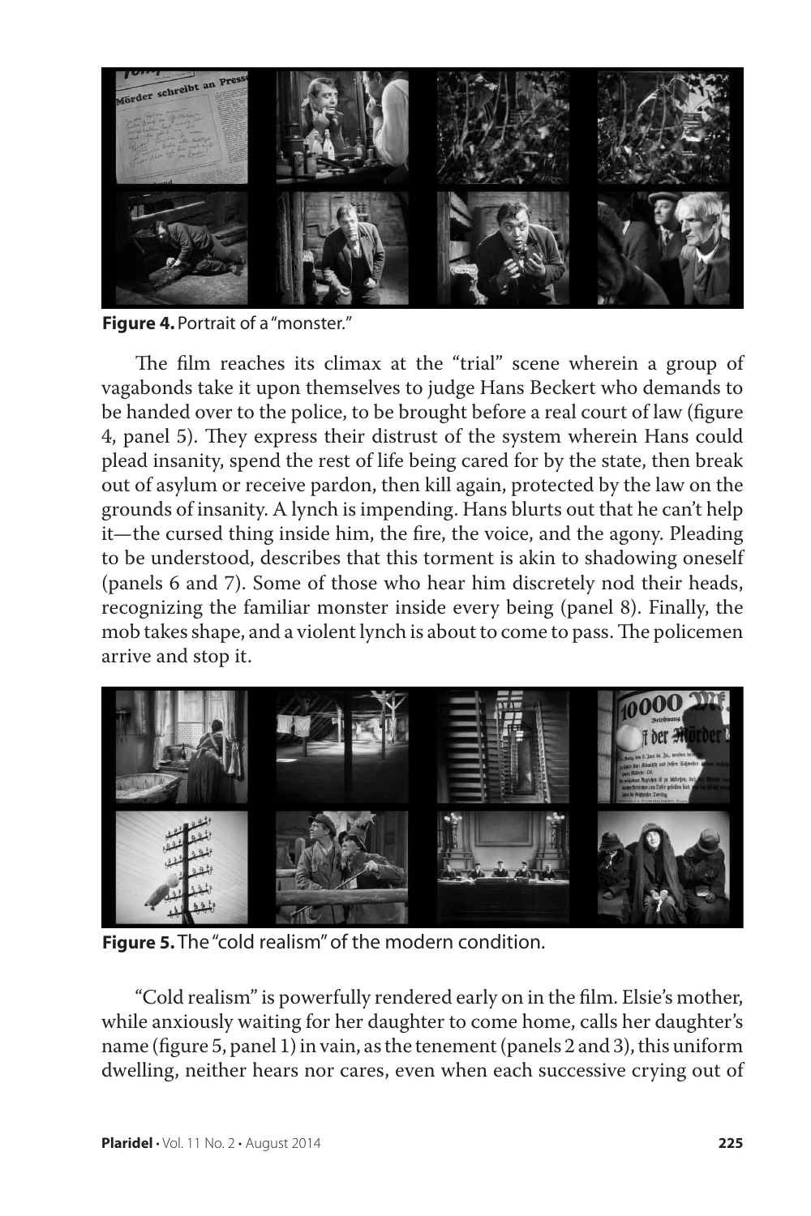**Figure 4.** Portrait of a "monster."

The film reaches its climax at the "trial" scene wherein a group of vagabonds take it upon themselves to judge Hans Beckert who demands to be handed over to the police, to be brought before a real court of law (figure 4, panel 5). They express their distrust of the system wherein Hans could plead insanity, spend the rest of life being cared for by the state, then break out of asylum or receive pardon, then kill again, protected by the law on the grounds of insanity. A lynch is impending. Hans blurts out that he can't help it—the cursed thing inside him, the fire, the voice, and the agony. Pleading to be understood, describes that this torment is akin to shadowing oneself (panels 6 and 7). Some of those who hear him discretely nod their heads, recognizing the familiar monster inside every being (panel 8). Finally, the mob takes shape, and a violent lynch is about to come to pass. The policemen arrive and stop it.

**Figure 5.** The "cold realism" of the modern condition.

"Cold realism" is powerfully rendered early on in the film. Elsie's mother, while anxiously waiting for her daughter to come home, calls her daughter's name (figure 5, panel 1) in vain, as the tenement (panels 2 and 3), this uniform dwelling, neither hears nor cares, even when each successive crying out of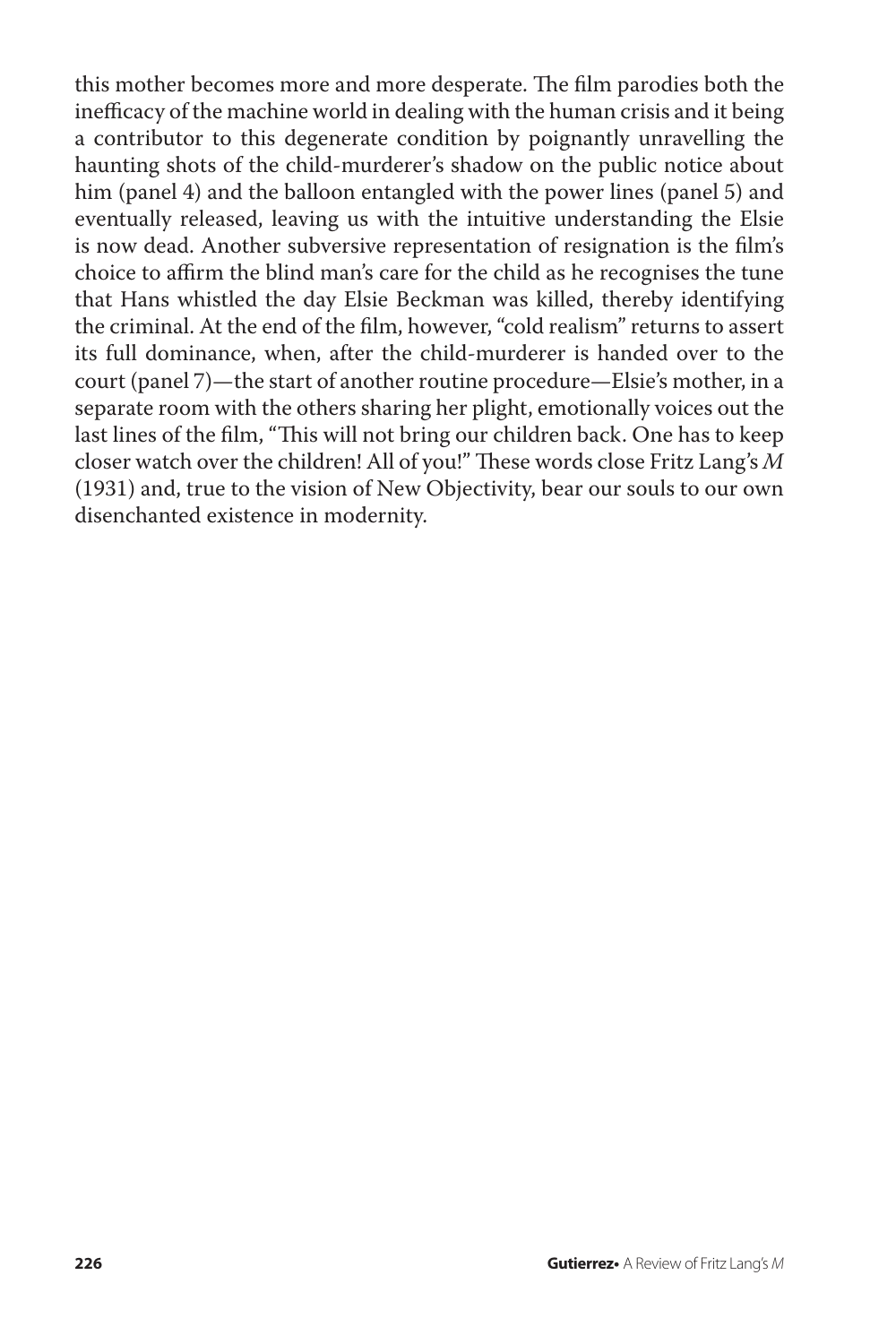this mother becomes more and more desperate. The film parodies both the inefficacy of the machine world in dealing with the human crisis and it being a contributor to this degenerate condition by poignantly unravelling the haunting shots of the child-murderer's shadow on the public notice about him (panel 4) and the balloon entangled with the power lines (panel 5) and eventually released, leaving us with the intuitive understanding the Elsie is now dead. Another subversive representation of resignation is the film's choice to affirm the blind man's care for the child as he recognises the tune that Hans whistled the day Elsie Beckman was killed, thereby identifying the criminal. At the end of the film, however, "cold realism" returns to assert its full dominance, when, after the child-murderer is handed over to the court (panel 7)—the start of another routine procedure—Elsie's mother, in a separate room with the others sharing her plight, emotionally voices out the last lines of the film, "This will not bring our children back. One has to keep closer watch over the children! All of you!" These words close Fritz Lang's *M* (1931) and, true to the vision of New Objectivity, bear our souls to our own disenchanted existence in modernity.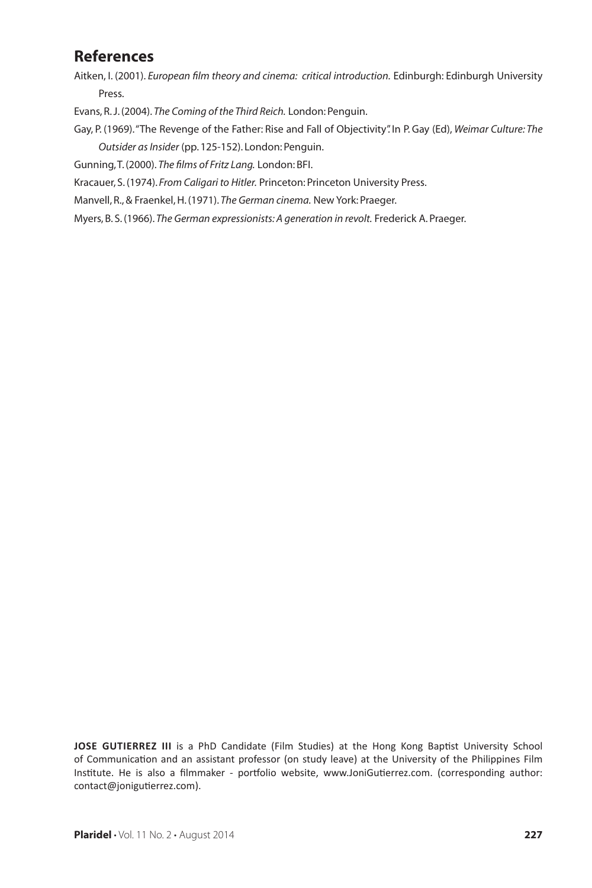## References

Aitken, I. (2001). *European film theory and cinema: critical introduction.* Edinburgh: Edinburgh University Press.

Evans, R. J. (2004). *The Coming of the Third Reich.* London: Penguin.

Gay, P. (1969). "The Revenge of the Father: Rise and Fall of Objectivity". In P. Gay (Ed), *Weimar Culture: The Outsider as Insider* (pp. 125-152). London: Penguin.

Gunning, T. (2000). *The films of Fritz Lang.* London: BFI.

Kracauer, S. (1974). *From Caligari to Hitler.* Princeton: Princeton University Press.

Manvell, R., & Fraenkel, H. (1971). *The German cinema.* New York: Praeger.

Myers, B. S. (1966). *The German expressionists: A generation in revolt.* Frederick A. Praeger.

**JOSE GUTIERREZ III** is a PhD Candidate (Film Studies) at the Hong Kong Baptist University School of Communication and an assistant professor (on study leave) at the University of the Philippines Film Institute. He is also a filmmaker - portfolio website, www.JoniGutierrez.com. (corresponding author: contact@jonigutierrez.com).